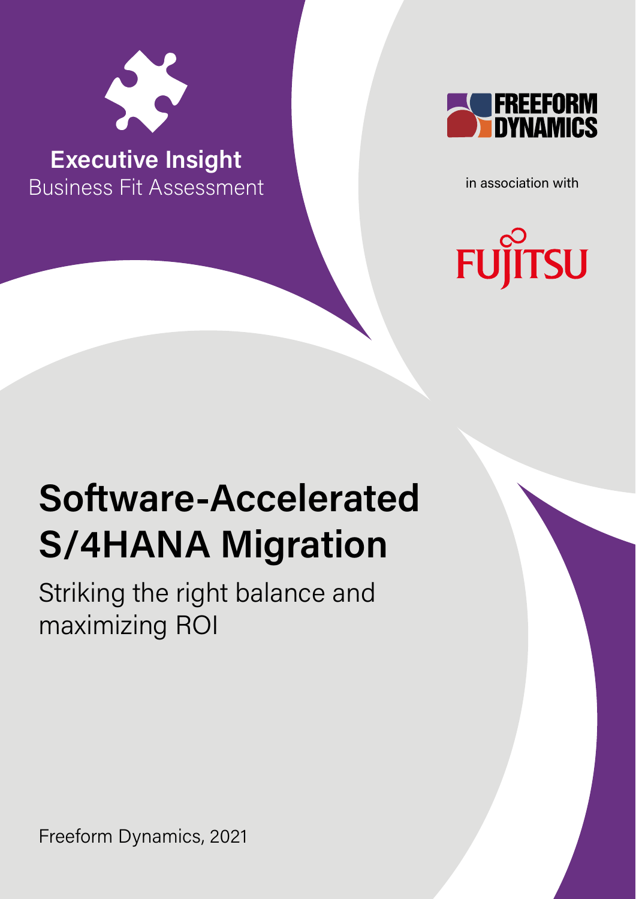**Executive Insight**
Business Fit Assessment

FREEFORM DYNAMICS

in association with

FUJITSU

# Software-Accelerated S/4HANA Migration

## Striking the right balance and maximizing ROI

Freeform Dynamics, 2021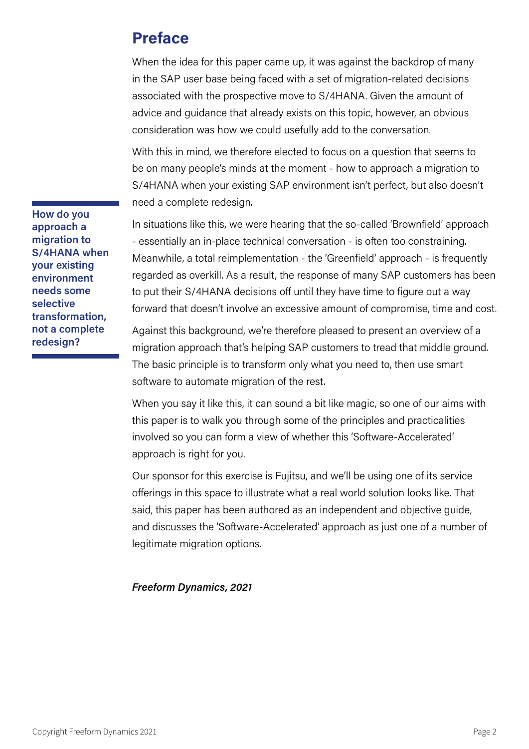# Preface

When the idea for this paper came up, it was against the backdrop of many in the SAP user base being faced with a set of migration-related decisions associated with the prospective move to S/4HANA. Given the amount of advice and guidance that already exists on this topic, however, an obvious consideration was how we could usefully add to the conversation.

With this in mind, we therefore elected to focus on a question that seems to be on many people's minds at the moment - how to approach a migration to S/4HANA when your existing SAP environment isn't perfect, but also doesn't need a complete redesign.

**How do you approach a migration to S/4HANA when your existing environment needs some selective transformation, not a complete redesign?**

In situations like this, we were hearing that the so-called 'Brownfield' approach - essentially an in-place technical conversation - is often too constraining. Meanwhile, a total reimplementation - the 'Greenfield' approach - is frequently regarded as overkill. As a result, the response of many SAP customers has been to put their S/4HANA decisions off until they have time to figure out a way forward that doesn't involve an excessive amount of compromise, time and cost.

Against this background, we're therefore pleased to present an overview of a migration approach that's helping SAP customers to tread that middle ground. The basic principle is to transform only what you need to, then use smart software to automate migration of the rest.

When you say it like this, it can sound a bit like magic, so one of our aims with this paper is to walk you through some of the principles and practicalities involved so you can form a view of whether this 'Software-Accelerated' approach is right for you.

Our sponsor for this exercise is Fujitsu, and we'll be using one of its service offerings in this space to illustrate what a real world solution looks like. That said, this paper has been authored as an independent and objective guide, and discusses the 'Software-Accelerated' approach as just one of a number of legitimate migration options.

***Freeform Dynamics, 2021***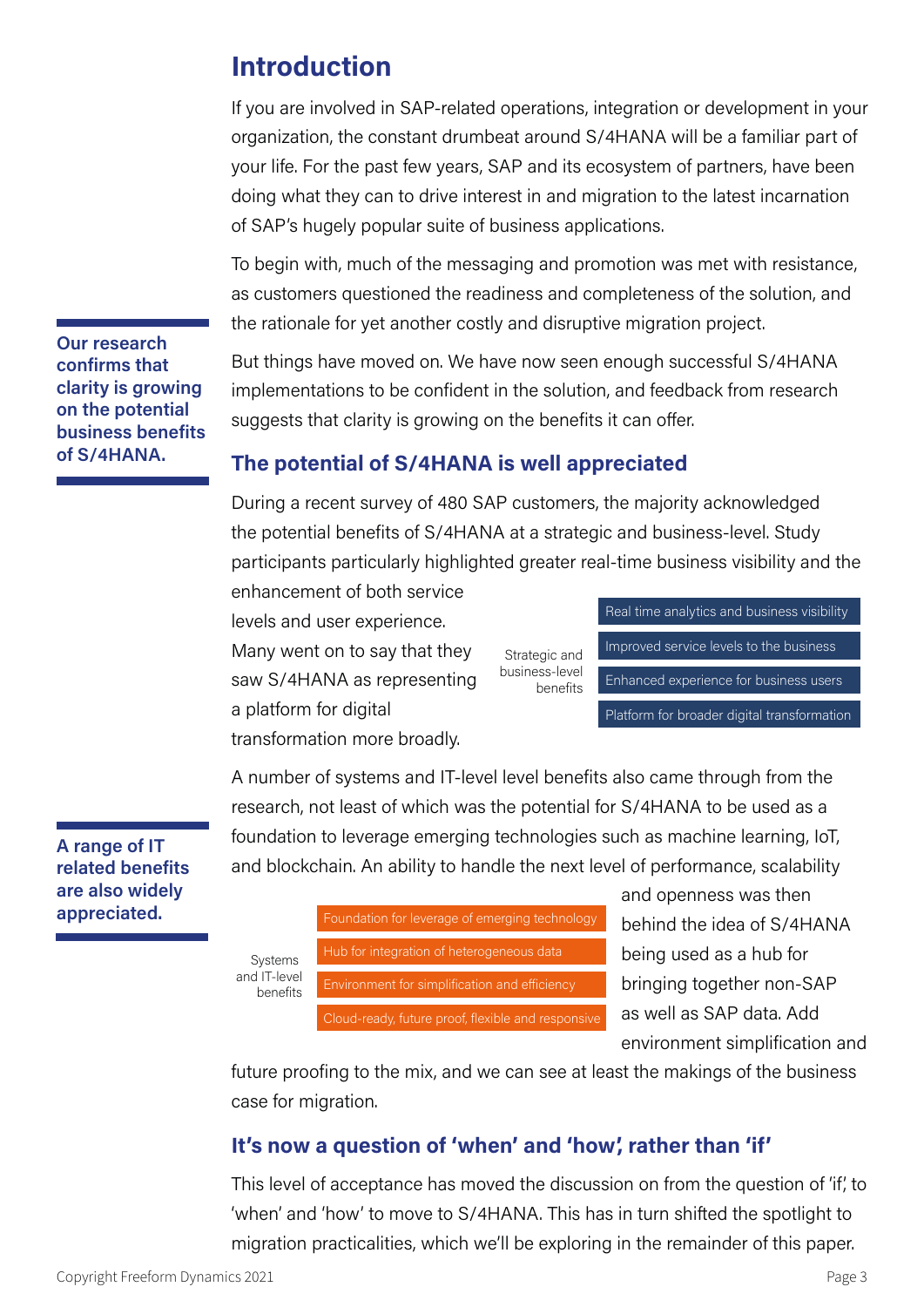# Introduction

If you are involved in SAP-related operations, integration or development in your organization, the constant drumbeat around S/4HANA will be a familiar part of your life. For the past few years, SAP and its ecosystem of partners, have been doing what they can to drive interest in and migration to the latest incarnation of SAP's hugely popular suite of business applications.

To begin with, much of the messaging and promotion was met with resistance, as customers questioned the readiness and completeness of the solution, and the rationale for yet another costly and disruptive migration project.

**Our research confirms that clarity is growing on the potential business benefits of S/4HANA.**

But things have moved on. We have now seen enough successful S/4HANA implementations to be confident in the solution, and feedback from research suggests that clarity is growing on the benefits it can offer.

## The potential of S/4HANA is well appreciated

During a recent survey of 480 SAP customers, the majority acknowledged the potential benefits of S/4HANA at a strategic and business-level. Study participants particularly highlighted greater real-time business visibility and the enhancement of both service levels and user experience. Many went on to say that they saw S/4HANA as representing a platform for digital transformation more broadly.

Strategic and business-level benefits:

- Real time analytics and business visibility
- Improved service levels to the business
- Enhanced experience for business users
- Platform for broader digital transformation

**A range of IT related benefits are also widely appreciated.**

A number of systems and IT-level level benefits also came through from the research, not least of which was the potential for S/4HANA to be used as a foundation to leverage emerging technologies such as machine learning, IoT, and blockchain. An ability to handle the next level of performance, scalability and openness was then behind the idea of S/4HANA being used as a hub for bringing together non-SAP as well as SAP data. Add environment simplification and future proofing to the mix, and we can see at least the makings of the business case for migration.

Systems and IT-level benefits:

- Foundation for leverage of emerging technology
- Hub for integration of heterogeneous data
- Environment for simplification and efficiency
- Cloud-ready, future proof, flexible and responsive

## It's now a question of 'when' and 'how', rather than 'if'

This level of acceptance has moved the discussion on from the question of 'if', to 'when' and 'how' to move to S/4HANA. This has in turn shifted the spotlight to migration practicalities, which we'll be exploring in the remainder of this paper.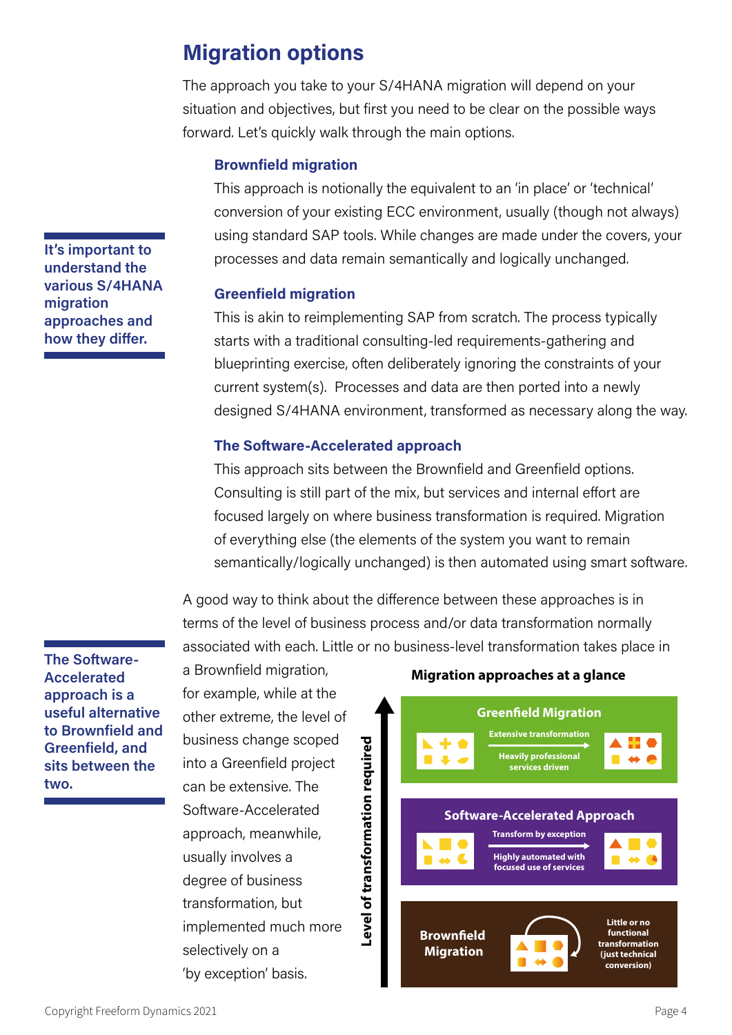# Migration options

The approach you take to your S/4HANA migration will depend on your situation and objectives, but first you need to be clear on the possible ways forward. Let's quickly walk through the main options.

**It's important to understand the various S/4HANA migration approaches and how they differ.**

### Brownfield migration

This approach is notionally the equivalent to an 'in place' or 'technical' conversion of your existing ECC environment, usually (though not always) using standard SAP tools. While changes are made under the covers, your processes and data remain semantically and logically unchanged.

### Greenfield migration

This is akin to reimplementing SAP from scratch. The process typically starts with a traditional consulting-led requirements-gathering and blueprinting exercise, often deliberately ignoring the constraints of your current system(s). Processes and data are then ported into a newly designed S/4HANA environment, transformed as necessary along the way.

### The Software-Accelerated approach

This approach sits between the Brownfield and Greenfield options. Consulting is still part of the mix, but services and internal effort are focused largely on where business transformation is required. Migration of everything else (the elements of the system you want to remain semantically/logically unchanged) is then automated using smart software.

**The Software-Accelerated approach is a useful alternative to Brownfield and Greenfield, and sits between the two.**

A good way to think about the difference between these approaches is in terms of the level of business process and/or data transformation normally associated with each. Little or no business-level transformation takes place in a Brownfield migration, for example, while at the other extreme, the level of business change scoped into a Greenfield project can be extensive. The Software-Accelerated approach, meanwhile, usually involves a degree of business transformation, but implemented much more selectively on a 'by exception' basis.

**Migration approaches at a glance**

Level of transformation required (increasing upward):

- **Greenfield Migration** — Extensive transformation; Heavily professional services driven
- **Software-Accelerated Approach** — Transform by exception; Highly automated with focused use of services
- **Brownfield Migration** — Little or no functional transformation (just technical conversion)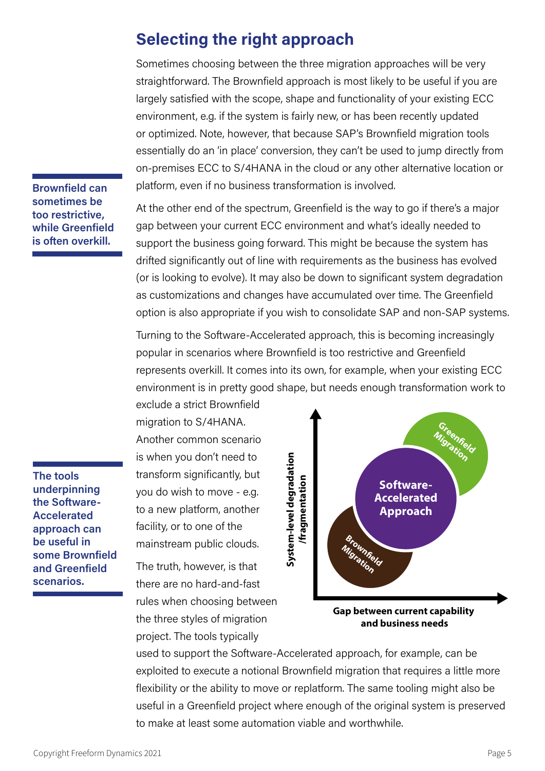## Selecting the right approach

Sometimes choosing between the three migration approaches will be very straightforward. The Brownfield approach is most likely to be useful if you are largely satisfied with the scope, shape and functionality of your existing ECC environment, e.g. if the system is fairly new, or has been recently updated or optimized. Note, however, that because SAP's Brownfield migration tools essentially do an 'in place' conversion, they can't be used to jump directly from on-premises ECC to S/4HANA in the cloud or any other alternative location or platform, even if no business transformation is involved.

**Brownfield can sometimes be too restrictive, while Greenfield is often overkill.**

At the other end of the spectrum, Greenfield is the way to go if there's a major gap between your current ECC environment and what's ideally needed to support the business going forward. This might be because the system has drifted significantly out of line with requirements as the business has evolved (or is looking to evolve). It may also be down to significant system degradation as customizations and changes have accumulated over time. The Greenfield option is also appropriate if you wish to consolidate SAP and non-SAP systems.

Turning to the Software-Accelerated approach, this is becoming increasingly popular in scenarios where Brownfield is too restrictive and Greenfield represents overkill. It comes into its own, for example, when your existing ECC environment is in pretty good shape, but needs enough transformation work to exclude a strict Brownfield migration to S/4HANA. Another common scenario is when you don't need to transform significantly, but you do wish to move - e.g. to a new platform, another facility, or to one of the mainstream public clouds.

**The tools underpinning the Software-Accelerated approach can be useful in some Brownfield and Greenfield scenarios.**

System-level degradation /fragmentation

Greenfield Migration

Software-Accelerated Approach

Brownfield Migration

Gap between current capability and business needs

The truth, however, is that there are no hard-and-fast rules when choosing between the three styles of migration project. The tools typically used to support the Software-Accelerated approach, for example, can be exploited to execute a notional Brownfield migration that requires a little more flexibility or the ability to move or replatform. The same tooling might also be useful in a Greenfield project where enough of the original system is preserved to make at least some automation viable and worthwhile.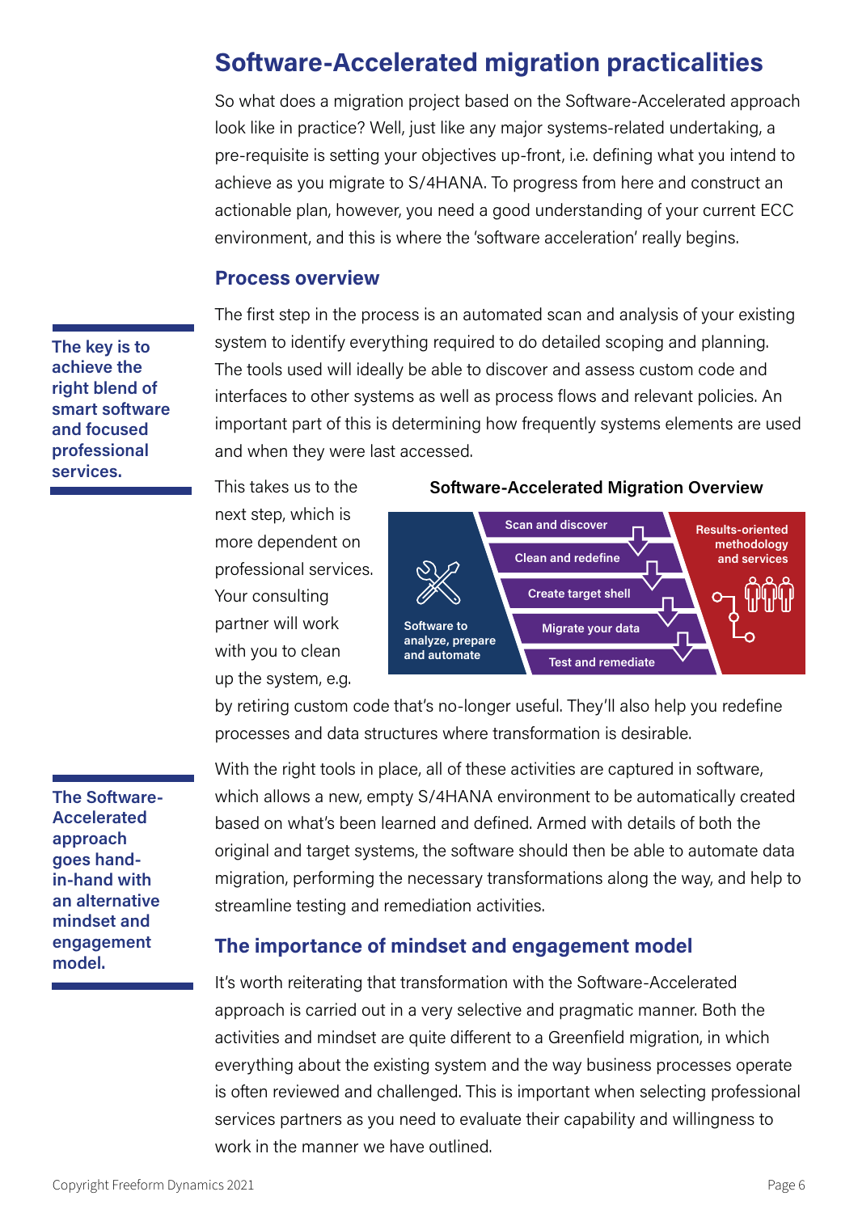# Software-Accelerated migration practicalities

So what does a migration project based on the Software-Accelerated approach look like in practice? Well, just like any major systems-related undertaking, a pre-requisite is setting your objectives up-front, i.e. defining what you intend to achieve as you migrate to S/4HANA. To progress from here and construct an actionable plan, however, you need a good understanding of your current ECC environment, and this is where the 'software acceleration' really begins.

## Process overview

**The key is to achieve the right blend of smart software and focused professional services.**

The first step in the process is an automated scan and analysis of your existing system to identify everything required to do detailed scoping and planning. The tools used will ideally be able to discover and assess custom code and interfaces to other systems as well as process flows and relevant policies. An important part of this is determining how frequently systems elements are used and when they were last accessed.

**Software-Accelerated Migration Overview**

- Software to analyze, prepare and automate
- Scan and discover
- Clean and redefine
- Create target shell
- Migrate your data
- Test and remediate
- Results-oriented methodology and services

This takes us to the next step, which is more dependent on professional services. Your consulting partner will work with you to clean up the system, e.g. by retiring custom code that's no-longer useful. They'll also help you redefine processes and data structures where transformation is desirable.

**The Software-Accelerated approach goes hand-in-hand with an alternative mindset and engagement model.**

With the right tools in place, all of these activities are captured in software, which allows a new, empty S/4HANA environment to be automatically created based on what's been learned and defined. Armed with details of both the original and target systems, the software should then be able to automate data migration, performing the necessary transformations along the way, and help to streamline testing and remediation activities.

## The importance of mindset and engagement model

It's worth reiterating that transformation with the Software-Accelerated approach is carried out in a very selective and pragmatic manner. Both the activities and mindset are quite different to a Greenfield migration, in which everything about the existing system and the way business processes operate is often reviewed and challenged. This is important when selecting professional services partners as you need to evaluate their capability and willingness to work in the manner we have outlined.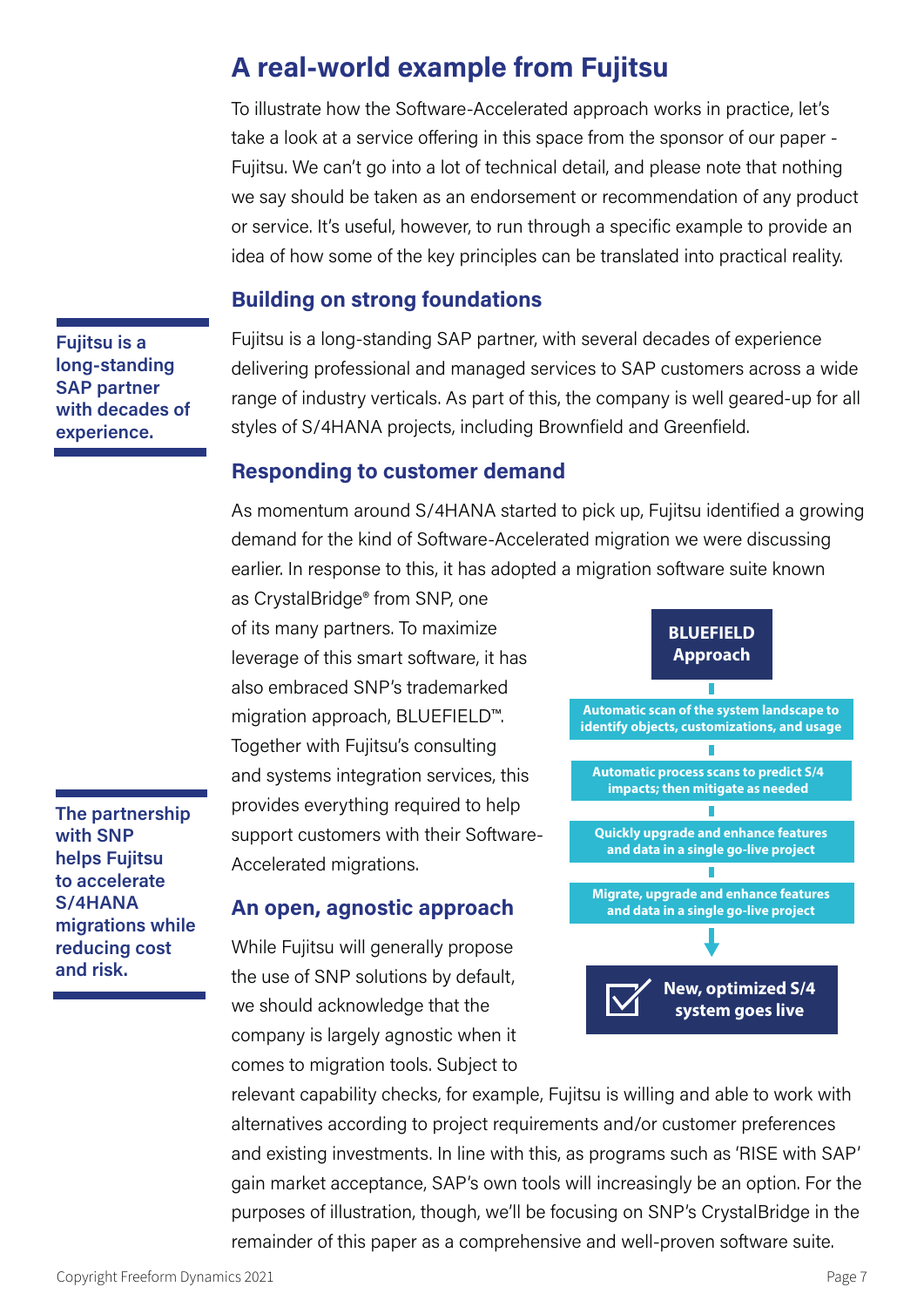# A real-world example from Fujitsu

To illustrate how the Software-Accelerated approach works in practice, let's take a look at a service offering in this space from the sponsor of our paper - Fujitsu. We can't go into a lot of technical detail, and please note that nothing we say should be taken as an endorsement or recommendation of any product or service. It's useful, however, to run through a specific example to provide an idea of how some of the key principles can be translated into practical reality.

## Building on strong foundations

**Fujitsu is a long-standing SAP partner with decades of experience.**

Fujitsu is a long-standing SAP partner, with several decades of experience delivering professional and managed services to SAP customers across a wide range of industry verticals. As part of this, the company is well geared-up for all styles of S/4HANA projects, including Brownfield and Greenfield.

## Responding to customer demand

As momentum around S/4HANA started to pick up, Fujitsu identified a growing demand for the kind of Software-Accelerated migration we were discussing earlier. In response to this, it has adopted a migration software suite known as CrystalBridge® from SNP, one of its many partners. To maximize leverage of this smart software, it has also embraced SNP's trademarked migration approach, BLUEFIELD™. Together with Fujitsu's consulting and systems integration services, this provides everything required to help support customers with their Software-Accelerated migrations.

**The partnership with SNP helps Fujitsu to accelerate S/4HANA migrations while reducing cost and risk.**

**BLUEFIELD Approach**

- Automatic scan of the system landscape to identify objects, customizations, and usage
- Automatic process scans to predict S/4 impacts; then mitigate as needed
- Quickly upgrade and enhance features and data in a single go-live project
- Migrate, upgrade and enhance features and data in a single go-live project
- New, optimized S/4 system goes live

## An open, agnostic approach

While Fujitsu will generally propose the use of SNP solutions by default, we should acknowledge that the company is largely agnostic when it comes to migration tools. Subject to relevant capability checks, for example, Fujitsu is willing and able to work with alternatives according to project requirements and/or customer preferences and existing investments. In line with this, as programs such as 'RISE with SAP' gain market acceptance, SAP's own tools will increasingly be an option. For the purposes of illustration, though, we'll be focusing on SNP's CrystalBridge in the remainder of this paper as a comprehensive and well-proven software suite.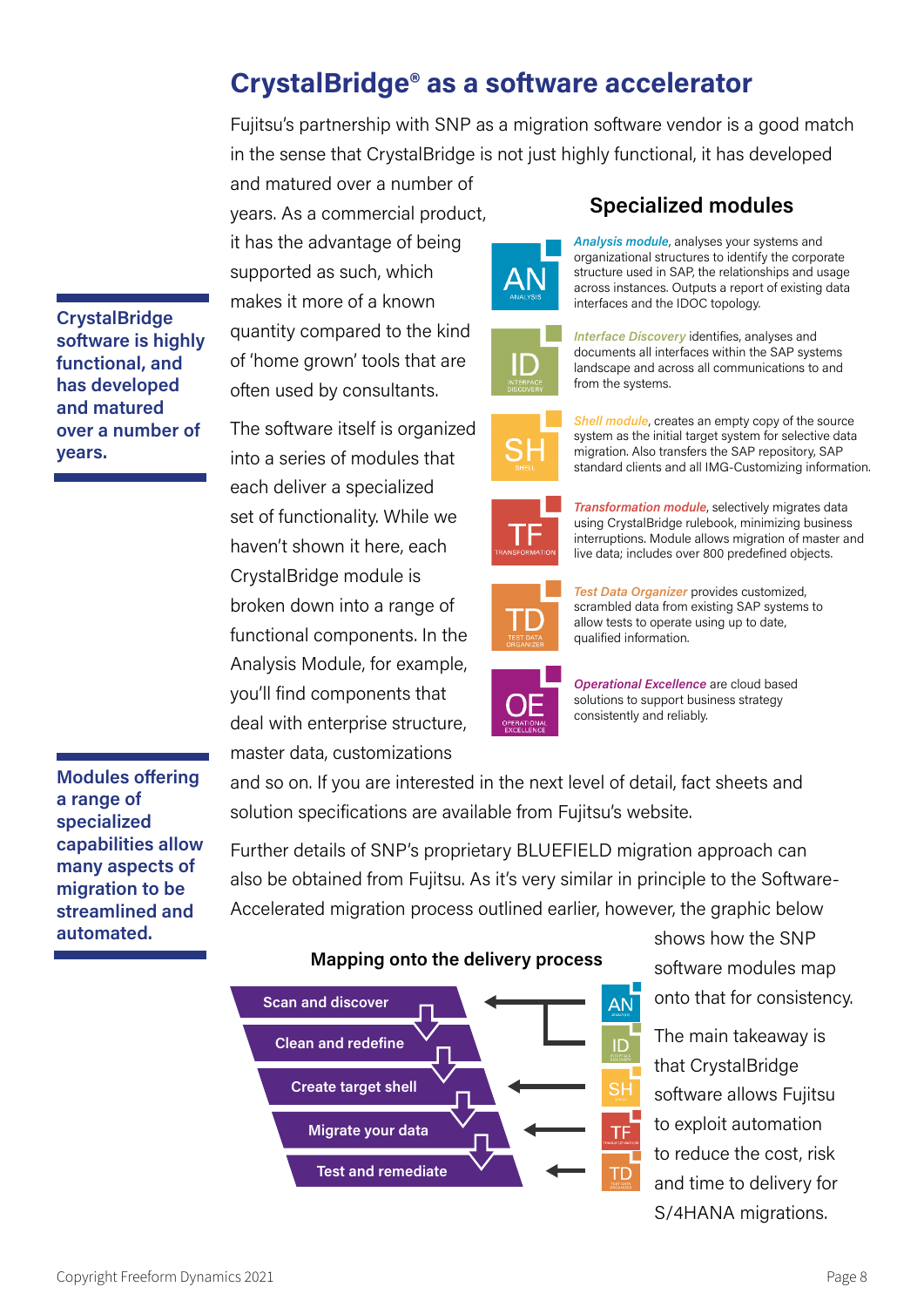## CrystalBridge® as a software accelerator

Fujitsu's partnership with SNP as a migration software vendor is a good match in the sense that CrystalBridge is not just highly functional, it has developed and matured over a number of years. As a commercial product, it has the advantage of being supported as such, which makes it more of a known quantity compared to the kind of 'home grown' tools that are often used by consultants.

**CrystalBridge software is highly functional, and has developed and matured over a number of years.**

The software itself is organized into a series of modules that each deliver a specialized set of functionality. While we haven't shown it here, each CrystalBridge module is broken down into a range of functional components. In the Analysis Module, for example, you'll find components that deal with enterprise structure, master data, customizations and so on. If you are interested in the next level of detail, fact sheets and solution specifications are available from Fujitsu's website.

### Specialized modules

- **AN** (ANALYSIS) — *Analysis module*, analyses your systems and organizational structures to identify the corporate structure used in SAP, the relationships and usage across instances. Outputs a report of existing data interfaces and the IDOC topology.
- **ID** (INTERFACE DISCOVERY) — *Interface Discovery* identifies, analyses and documents all interfaces within the SAP systems landscape and across all communications to and from the systems.
- **SH** (SHELL) — *Shell module*, creates an empty copy of the source system as the initial target system for selective data migration. Also transfers the SAP repository, SAP standard clients and all IMG-Customizing information.
- **TF** (TRANSFORMATION) — *Transformation module*, selectively migrates data using CrystalBridge rulebook, minimizing business interruptions. Module allows migration of master and live data; includes over 800 predefined objects.
- **TD** (TEST DATA ORGANIZER) — *Test Data Organizer* provides customized, scrambled data from existing SAP systems to allow tests to operate using up to date, qualified information.
- **OE** (OPERATIONAL EXCELLENCE) — *Operational Excellence* are cloud based solutions to support business strategy consistently and reliably.

**Modules offering a range of specialized capabilities allow many aspects of migration to be streamlined and automated.**

Further details of SNP's proprietary BLUEFIELD migration approach can also be obtained from Fujitsu. As it's very similar in principle to the Software-Accelerated migration process outlined earlier, however, the graphic below shows how the SNP software modules map onto that for consistency.

### Mapping onto the delivery process

| Delivery process step | SNP modules |
|---|---|
| Scan and discover | AN, ID |
| Clean and redefine | |
| Create target shell | SH |
| Migrate your data | TF |
| Test and remediate | TD |

The main takeaway is that CrystalBridge software allows Fujitsu to exploit automation to reduce the cost, risk and time to delivery for S/4HANA migrations.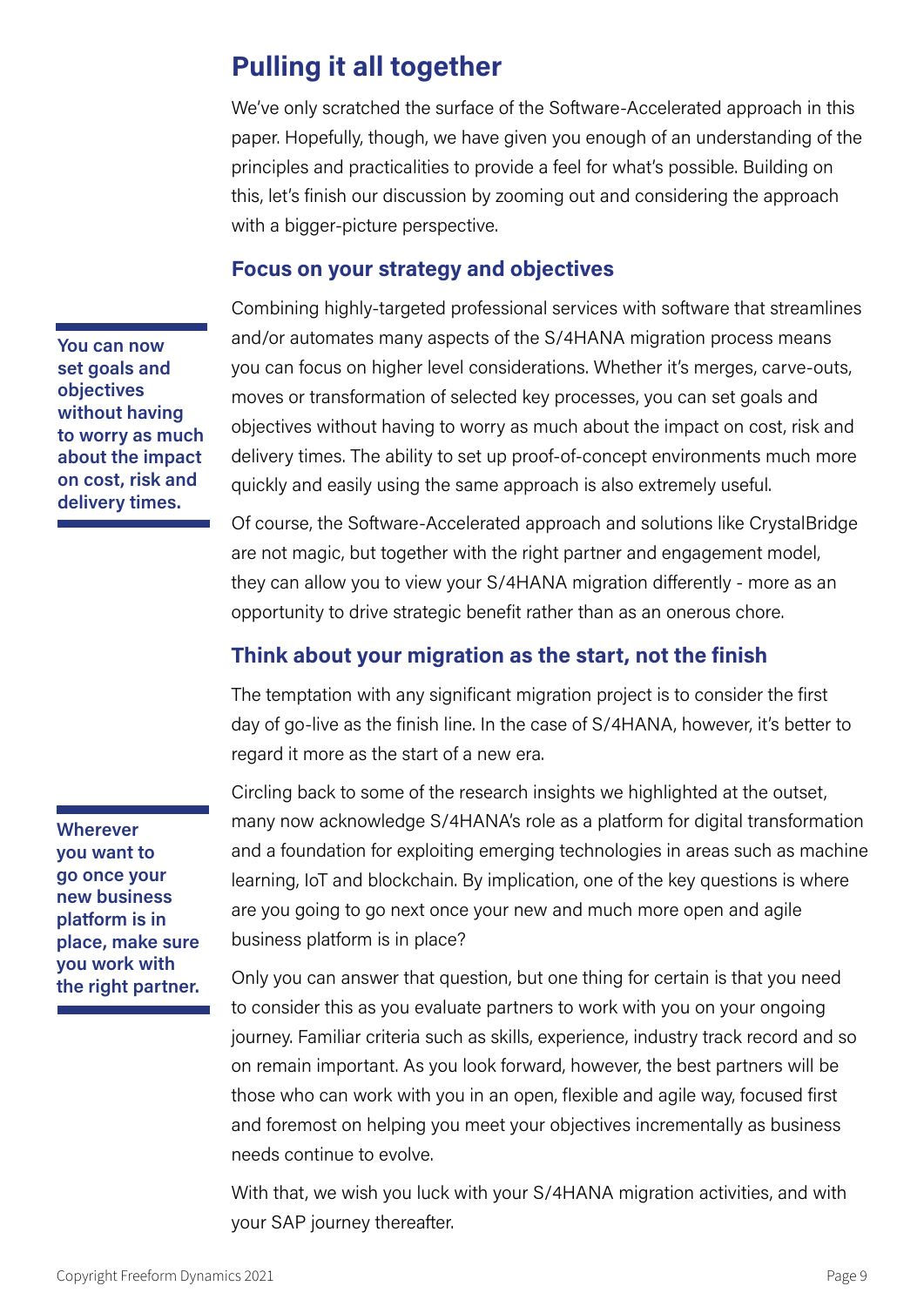## Pulling it all together

We've only scratched the surface of the Software-Accelerated approach in this paper. Hopefully, though, we have given you enough of an understanding of the principles and practicalities to provide a feel for what's possible. Building on this, let's finish our discussion by zooming out and considering the approach with a bigger-picture perspective.

### Focus on your strategy and objectives

**You can now set goals and objectives without having to worry as much about the impact on cost, risk and delivery times.**

Combining highly-targeted professional services with software that streamlines and/or automates many aspects of the S/4HANA migration process means you can focus on higher level considerations. Whether it's merges, carve-outs, moves or transformation of selected key processes, you can set goals and objectives without having to worry as much about the impact on cost, risk and delivery times. The ability to set up proof-of-concept environments much more quickly and easily using the same approach is also extremely useful.

Of course, the Software-Accelerated approach and solutions like CrystalBridge are not magic, but together with the right partner and engagement model, they can allow you to view your S/4HANA migration differently - more as an opportunity to drive strategic benefit rather than as an onerous chore.

### Think about your migration as the start, not the finish

The temptation with any significant migration project is to consider the first day of go-live as the finish line. In the case of S/4HANA, however, it's better to regard it more as the start of a new era.

**Wherever you want to go once your new business platform is in place, make sure you work with the right partner.**

Circling back to some of the research insights we highlighted at the outset, many now acknowledge S/4HANA's role as a platform for digital transformation and a foundation for exploiting emerging technologies in areas such as machine learning, IoT and blockchain. By implication, one of the key questions is where are you going to go next once your new and much more open and agile business platform is in place?

Only you can answer that question, but one thing for certain is that you need to consider this as you evaluate partners to work with you on your ongoing journey. Familiar criteria such as skills, experience, industry track record and so on remain important. As you look forward, however, the best partners will be those who can work with you in an open, flexible and agile way, focused first and foremost on helping you meet your objectives incrementally as business needs continue to evolve.

With that, we wish you luck with your S/4HANA migration activities, and with your SAP journey thereafter.

Copyright Freeform Dynamics 2021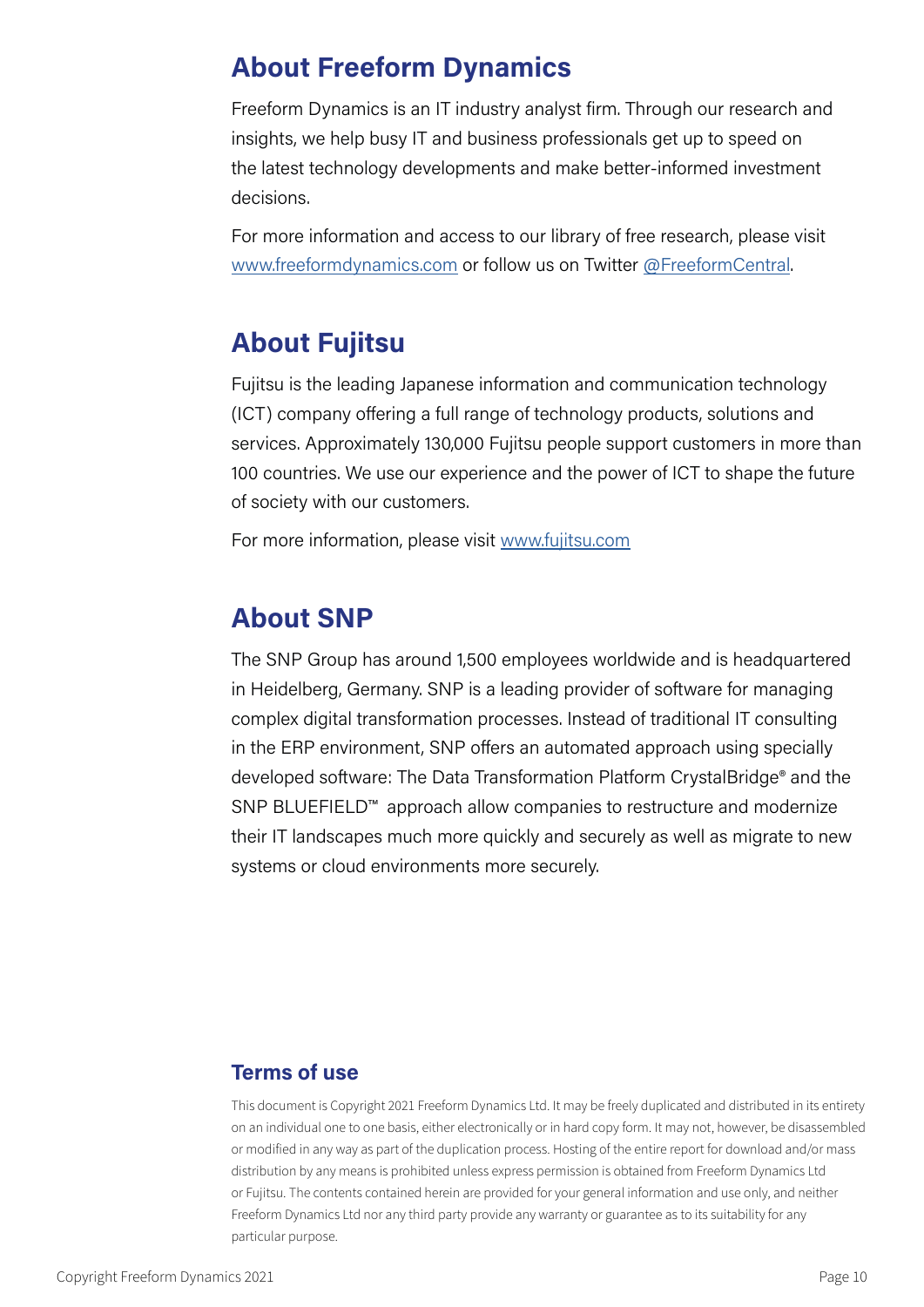## About Freeform Dynamics

Freeform Dynamics is an IT industry analyst firm. Through our research and insights, we help busy IT and business professionals get up to speed on the latest technology developments and make better-informed investment decisions.

For more information and access to our library of free research, please visit www.freeformdynamics.com or follow us on Twitter @FreeformCentral.

## About Fujitsu

Fujitsu is the leading Japanese information and communication technology (ICT) company offering a full range of technology products, solutions and services. Approximately 130,000 Fujitsu people support customers in more than 100 countries. We use our experience and the power of ICT to shape the future of society with our customers.

For more information, please visit www.fujitsu.com

## About SNP

The SNP Group has around 1,500 employees worldwide and is headquartered in Heidelberg, Germany. SNP is a leading provider of software for managing complex digital transformation processes. Instead of traditional IT consulting in the ERP environment, SNP offers an automated approach using specially developed software: The Data Transformation Platform CrystalBridge® and the SNP BLUEFIELD™ approach allow companies to restructure and modernize their IT landscapes much more quickly and securely as well as migrate to new systems or cloud environments more securely.

### Terms of use

This document is Copyright 2021 Freeform Dynamics Ltd. It may be freely duplicated and distributed in its entirety on an individual one to one basis, either electronically or in hard copy form. It may not, however, be disassembled or modified in any way as part of the duplication process. Hosting of the entire report for download and/or mass distribution by any means is prohibited unless express permission is obtained from Freeform Dynamics Ltd or Fujitsu. The contents contained herein are provided for your general information and use only, and neither Freeform Dynamics Ltd nor any third party provide any warranty or guarantee as to its suitability for any particular purpose.